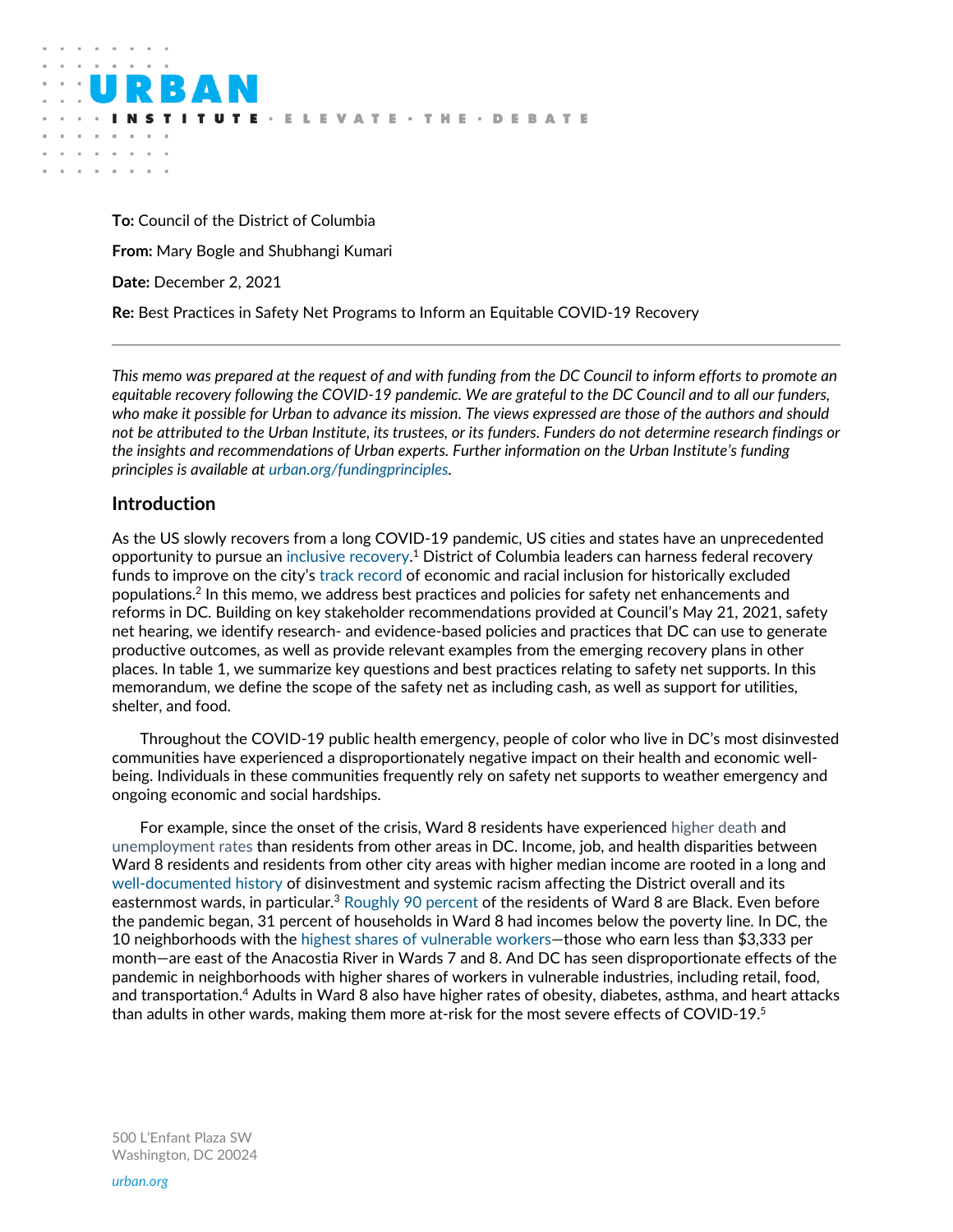**URBAN INSTITUTE** · ELEVATE · THE · DEBATE

**To:** Council of the District of Columbia

**From:** Mary Bogle and Shubhangi Kumari

**Date:** December 2, 2021

**Re:** Best Practices in Safety Net Programs to Inform an Equitable COVID-19 Recovery

---

*This memo was prepared at the request of and with funding from the DC Council to inform efforts to promote an equitable recovery following the COVID-19 pandemic. We are grateful to the DC Council and to all our funders, who make it possible for Urban to advance its mission. The views expressed are those of the authors and should not be attributed to the Urban Institute, its trustees, or its funders. Funders do not determine research findings or the insights and recommendations of Urban experts. Further information on the Urban Institute's funding principles is available at urban.org/fundingprinciples.*

## Introduction

As the US slowly recovers from a long COVID-19 pandemic, US cities and states have an unprecedented opportunity to pursue an inclusive recovery.[1] District of Columbia leaders can harness federal recovery funds to improve on the city's track record of economic and racial inclusion for historically excluded populations.[2] In this memo, we address best practices and policies for safety net enhancements and reforms in DC. Building on key stakeholder recommendations provided at Council's May 21, 2021, safety net hearing, we identify research- and evidence-based policies and practices that DC can use to generate productive outcomes, as well as provide relevant examples from the emerging recovery plans in other places. In table 1, we summarize key questions and best practices relating to safety net supports. In this memorandum, we define the scope of the safety net as including cash, as well as support for utilities, shelter, and food.

Throughout the COVID-19 public health emergency, people of color who live in DC's most disinvested communities have experienced a disproportionately negative impact on their health and economic well-being. Individuals in these communities frequently rely on safety net supports to weather emergency and ongoing economic and social hardships.

For example, since the onset of the crisis, Ward 8 residents have experienced higher death and unemployment rates than residents from other areas in DC. Income, job, and health disparities between Ward 8 residents and residents from other city areas with higher median income are rooted in a long and well-documented history of disinvestment and systemic racism affecting the District overall and its easternmost wards, in particular.[3] Roughly 90 percent of the residents of Ward 8 are Black. Even before the pandemic began, 31 percent of households in Ward 8 had incomes below the poverty line. In DC, the 10 neighborhoods with the highest shares of vulnerable workers—those who earn less than $3,333 per month—are east of the Anacostia River in Wards 7 and 8. And DC has seen disproportionate effects of the pandemic in neighborhoods with higher shares of workers in vulnerable industries, including retail, food, and transportation.[4] Adults in Ward 8 also have higher rates of obesity, diabetes, asthma, and heart attacks than adults in other wards, making them more at-risk for the most severe effects of COVID-19.[5]

500 L'Enfant Plaza SW
Washington, DC 20024

*urban.org*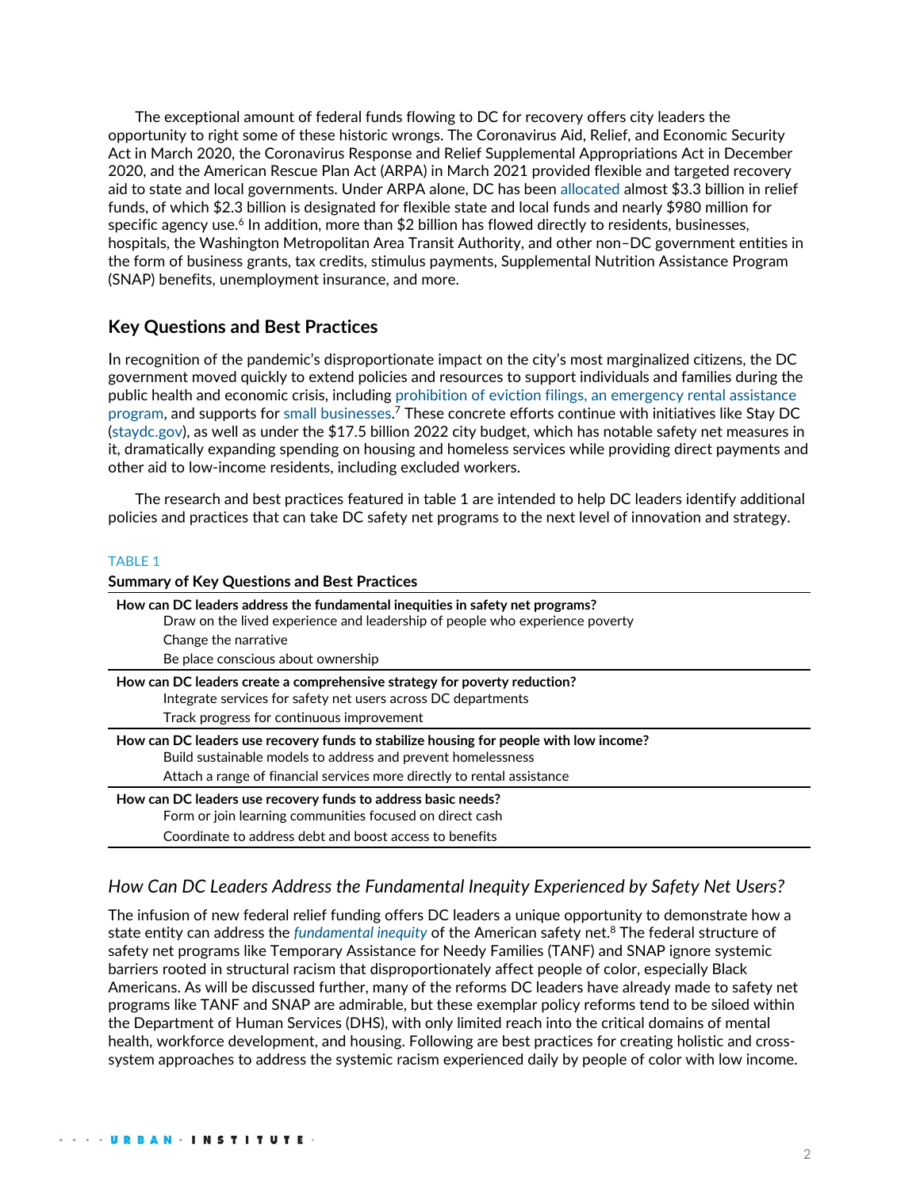The exceptional amount of federal funds flowing to DC for recovery offers city leaders the opportunity to right some of these historic wrongs. The Coronavirus Aid, Relief, and Economic Security Act in March 2020, the Coronavirus Response and Relief Supplemental Appropriations Act in December 2020, and the American Rescue Plan Act (ARPA) in March 2021 provided flexible and targeted recovery aid to state and local governments. Under ARPA alone, DC has been allocated almost $3.3 billion in relief funds, of which $2.3 billion is designated for flexible state and local funds and nearly $980 million for specific agency use.[6] In addition, more than $2 billion has flowed directly to residents, businesses, hospitals, the Washington Metropolitan Area Transit Authority, and other non–DC government entities in the form of business grants, tax credits, stimulus payments, Supplemental Nutrition Assistance Program (SNAP) benefits, unemployment insurance, and more.

## Key Questions and Best Practices

In recognition of the pandemic's disproportionate impact on the city's most marginalized citizens, the DC government moved quickly to extend policies and resources to support individuals and families during the public health and economic crisis, including prohibition of eviction filings, an emergency rental assistance program, and supports for small businesses.[7] These concrete efforts continue with initiatives like Stay DC (staydc.gov), as well as under the $17.5 billion 2022 city budget, which has notable safety net measures in it, dramatically expanding spending on housing and homeless services while providing direct payments and other aid to low-income residents, including excluded workers.

The research and best practices featured in table 1 are intended to help DC leaders identify additional policies and practices that can take DC safety net programs to the next level of innovation and strategy.

TABLE 1

**Summary of Key Questions and Best Practices**

| |
|---|
| **How can DC leaders address the fundamental inequities in safety net programs?** |
| Draw on the lived experience and leadership of people who experience poverty |
| Change the narrative |
| Be place conscious about ownership |
| **How can DC leaders create a comprehensive strategy for poverty reduction?** |
| Integrate services for safety net users across DC departments |
| Track progress for continuous improvement |
| **How can DC leaders use recovery funds to stabilize housing for people with low income?** |
| Build sustainable models to address and prevent homelessness |
| Attach a range of financial services more directly to rental assistance |
| **How can DC leaders use recovery funds to address basic needs?** |
| Form or join learning communities focused on direct cash |
| Coordinate to address debt and boost access to benefits |

### *How Can DC Leaders Address the Fundamental Inequity Experienced by Safety Net Users?*

The infusion of new federal relief funding offers DC leaders a unique opportunity to demonstrate how a state entity can address the *fundamental inequity* of the American safety net.[8] The federal structure of safety net programs like Temporary Assistance for Needy Families (TANF) and SNAP ignore systemic barriers rooted in structural racism that disproportionately affect people of color, especially Black Americans. As will be discussed further, many of the reforms DC leaders have already made to safety net programs like TANF and SNAP are admirable, but these exemplar policy reforms tend to be siloed within the Department of Human Services (DHS), with only limited reach into the critical domains of mental health, workforce development, and housing. Following are best practices for creating holistic and cross-system approaches to address the systemic racism experienced daily by people of color with low income.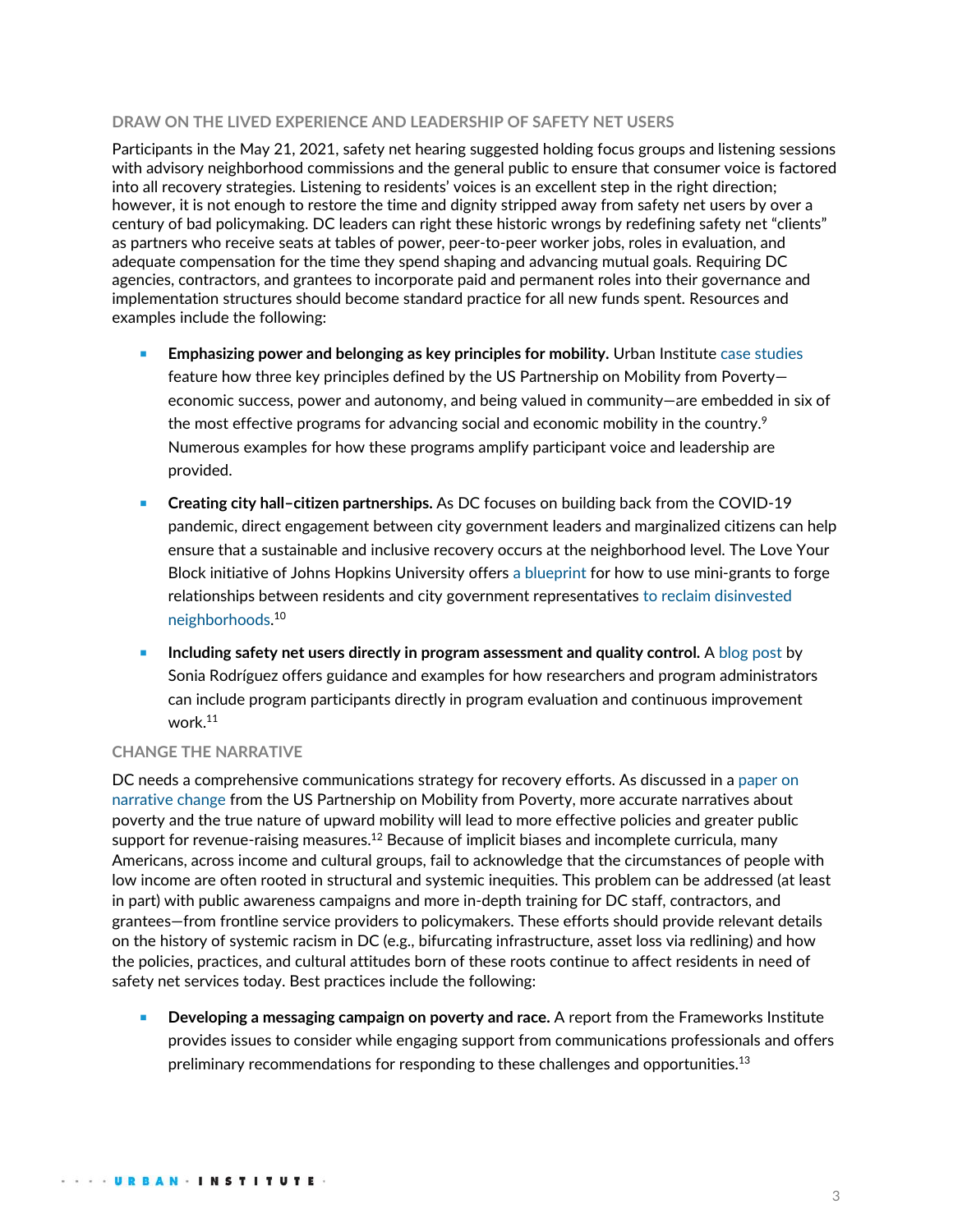### DRAW ON THE LIVED EXPERIENCE AND LEADERSHIP OF SAFETY NET USERS

Participants in the May 21, 2021, safety net hearing suggested holding focus groups and listening sessions with advisory neighborhood commissions and the general public to ensure that consumer voice is factored into all recovery strategies. Listening to residents' voices is an excellent step in the right direction; however, it is not enough to restore the time and dignity stripped away from safety net users by over a century of bad policymaking. DC leaders can right these historic wrongs by redefining safety net "clients" as partners who receive seats at tables of power, peer-to-peer worker jobs, roles in evaluation, and adequate compensation for the time they spend shaping and advancing mutual goals. Requiring DC agencies, contractors, and grantees to incorporate paid and permanent roles into their governance and implementation structures should become standard practice for all new funds spent. Resources and examples include the following:

- **Emphasizing power and belonging as key principles for mobility.** Urban Institute case studies feature how three key principles defined by the US Partnership on Mobility from Poverty—economic success, power and autonomy, and being valued in community—are embedded in six of the most effective programs for advancing social and economic mobility in the country.[9] Numerous examples for how these programs amplify participant voice and leadership are provided.
- **Creating city hall–citizen partnerships.** As DC focuses on building back from the COVID-19 pandemic, direct engagement between city government leaders and marginalized citizens can help ensure that a sustainable and inclusive recovery occurs at the neighborhood level. The Love Your Block initiative of Johns Hopkins University offers a blueprint for how to use mini-grants to forge relationships between residents and city government representatives to reclaim disinvested neighborhoods.[10]
- **Including safety net users directly in program assessment and quality control.** A blog post by Sonia Rodríguez offers guidance and examples for how researchers and program administrators can include program participants directly in program evaluation and continuous improvement work.[11]

### CHANGE THE NARRATIVE

DC needs a comprehensive communications strategy for recovery efforts. As discussed in a paper on narrative change from the US Partnership on Mobility from Poverty, more accurate narratives about poverty and the true nature of upward mobility will lead to more effective policies and greater public support for revenue-raising measures.[12] Because of implicit biases and incomplete curricula, many Americans, across income and cultural groups, fail to acknowledge that the circumstances of people with low income are often rooted in structural and systemic inequities. This problem can be addressed (at least in part) with public awareness campaigns and more in-depth training for DC staff, contractors, and grantees—from frontline service providers to policymakers. These efforts should provide relevant details on the history of systemic racism in DC (e.g., bifurcating infrastructure, asset loss via redlining) and how the policies, practices, and cultural attitudes born of these roots continue to affect residents in need of safety net services today. Best practices include the following:

- **Developing a messaging campaign on poverty and race.** A report from the Frameworks Institute provides issues to consider while engaging support from communications professionals and offers preliminary recommendations for responding to these challenges and opportunities.[13]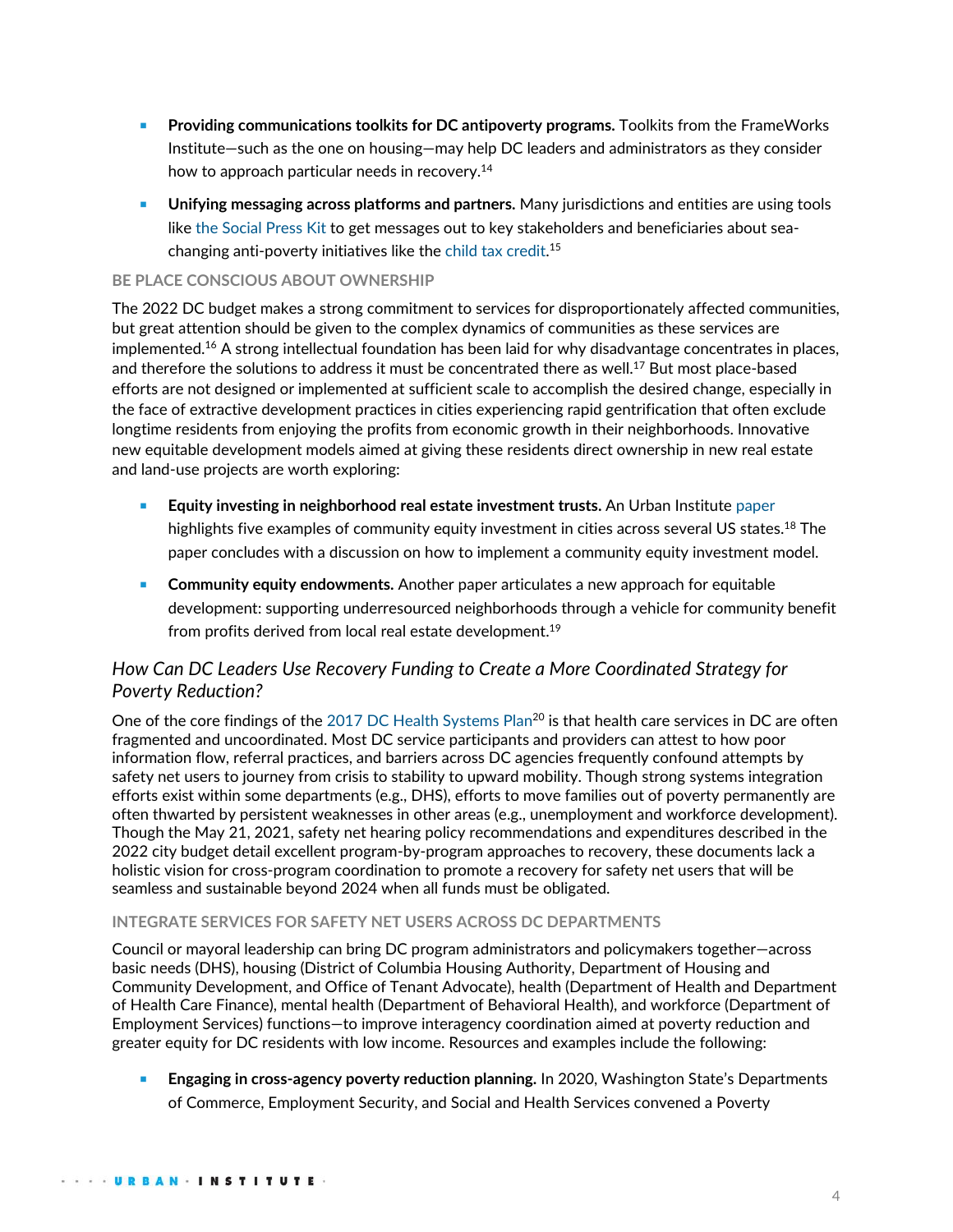- **Providing communications toolkits for DC antipoverty programs.** Toolkits from the FrameWorks Institute—such as the one on housing—may help DC leaders and administrators as they consider how to approach particular needs in recovery.[14]
- **Unifying messaging across platforms and partners.** Many jurisdictions and entities are using tools like the Social Press Kit to get messages out to key stakeholders and beneficiaries about sea-changing anti-poverty initiatives like the child tax credit.[15]

#### BE PLACE CONSCIOUS ABOUT OWNERSHIP

The 2022 DC budget makes a strong commitment to services for disproportionately affected communities, but great attention should be given to the complex dynamics of communities as these services are implemented.[16] A strong intellectual foundation has been laid for why disadvantage concentrates in places, and therefore the solutions to address it must be concentrated there as well.[17] But most place-based efforts are not designed or implemented at sufficient scale to accomplish the desired change, especially in the face of extractive development practices in cities experiencing rapid gentrification that often exclude longtime residents from enjoying the profits from economic growth in their neighborhoods. Innovative new equitable development models aimed at giving these residents direct ownership in new real estate and land-use projects are worth exploring:

- **Equity investing in neighborhood real estate investment trusts.** An Urban Institute paper highlights five examples of community equity investment in cities across several US states.[18] The paper concludes with a discussion on how to implement a community equity investment model.
- **Community equity endowments.** Another paper articulates a new approach for equitable development: supporting underresourced neighborhoods through a vehicle for community benefit from profits derived from local real estate development.[19]

### *How Can DC Leaders Use Recovery Funding to Create a More Coordinated Strategy for Poverty Reduction?*

One of the core findings of the 2017 DC Health Systems Plan[20] is that health care services in DC are often fragmented and uncoordinated. Most DC service participants and providers can attest to how poor information flow, referral practices, and barriers across DC agencies frequently confound attempts by safety net users to journey from crisis to stability to upward mobility. Though strong systems integration efforts exist within some departments (e.g., DHS), efforts to move families out of poverty permanently are often thwarted by persistent weaknesses in other areas (e.g., unemployment and workforce development). Though the May 21, 2021, safety net hearing policy recommendations and expenditures described in the 2022 city budget detail excellent program-by-program approaches to recovery, these documents lack a holistic vision for cross-program coordination to promote a recovery for safety net users that will be seamless and sustainable beyond 2024 when all funds must be obligated.

#### INTEGRATE SERVICES FOR SAFETY NET USERS ACROSS DC DEPARTMENTS

Council or mayoral leadership can bring DC program administrators and policymakers together—across basic needs (DHS), housing (District of Columbia Housing Authority, Department of Housing and Community Development, and Office of Tenant Advocate), health (Department of Health and Department of Health Care Finance), mental health (Department of Behavioral Health), and workforce (Department of Employment Services) functions—to improve interagency coordination aimed at poverty reduction and greater equity for DC residents with low income. Resources and examples include the following:

- **Engaging in cross-agency poverty reduction planning.** In 2020, Washington State's Departments of Commerce, Employment Security, and Social and Health Services convened a Poverty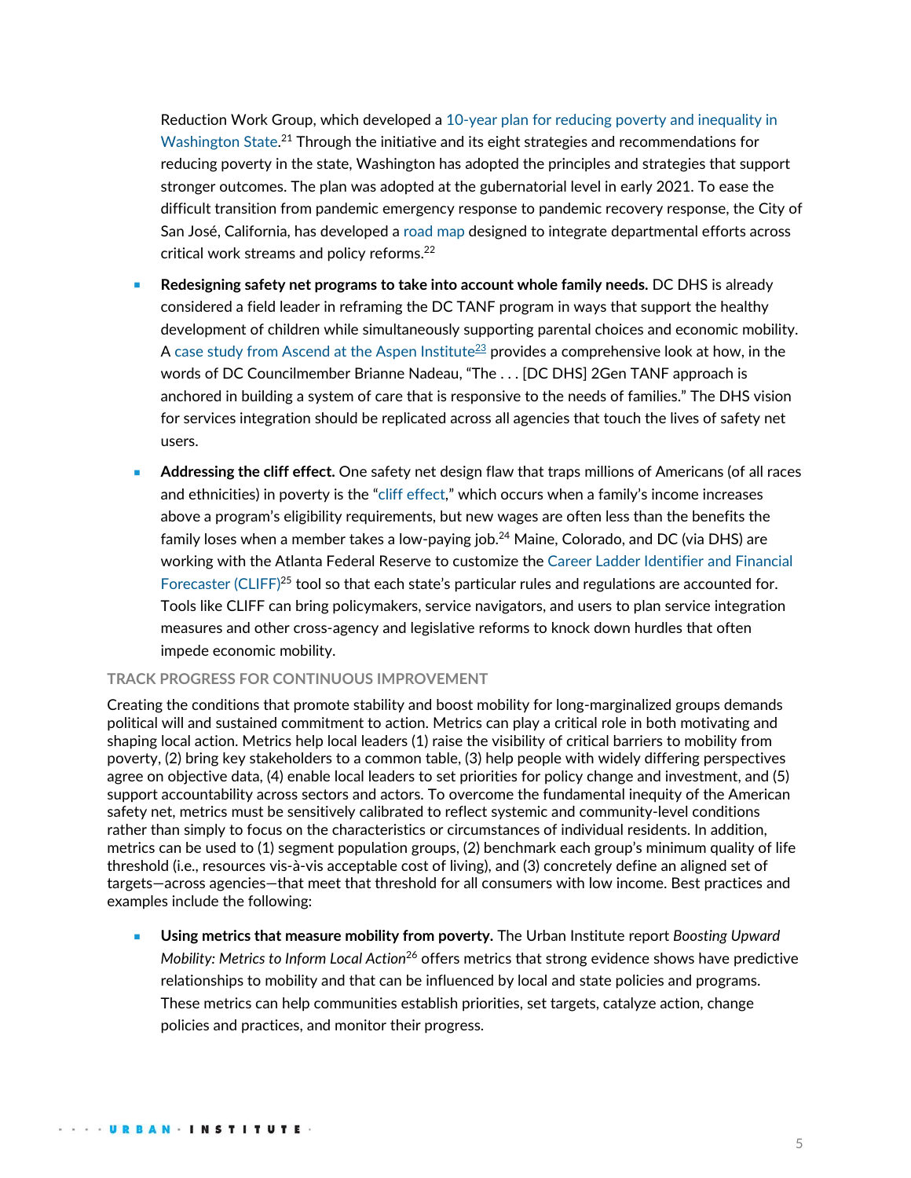Reduction Work Group, which developed a 10-year plan for reducing poverty and inequality in Washington State.[21] Through the initiative and its eight strategies and recommendations for reducing poverty in the state, Washington has adopted the principles and strategies that support stronger outcomes. The plan was adopted at the gubernatorial level in early 2021. To ease the difficult transition from pandemic emergency response to pandemic recovery response, the City of San José, California, has developed a road map designed to integrate departmental efforts across critical work streams and policy reforms.[22]

- **Redesigning safety net programs to take into account whole family needs.** DC DHS is already considered a field leader in reframing the DC TANF program in ways that support the healthy development of children while simultaneously supporting parental choices and economic mobility. A case study from Ascend at the Aspen Institute[23] provides a comprehensive look at how, in the words of DC Councilmember Brianne Nadeau, "The . . . [DC DHS] 2Gen TANF approach is anchored in building a system of care that is responsive to the needs of families." The DHS vision for services integration should be replicated across all agencies that touch the lives of safety net users.
- **Addressing the cliff effect.** One safety net design flaw that traps millions of Americans (of all races and ethnicities) in poverty is the "cliff effect," which occurs when a family's income increases above a program's eligibility requirements, but new wages are often less than the benefits the family loses when a member takes a low-paying job.[24] Maine, Colorado, and DC (via DHS) are working with the Atlanta Federal Reserve to customize the Career Ladder Identifier and Financial Forecaster (CLIFF)[25] tool so that each state's particular rules and regulations are accounted for. Tools like CLIFF can bring policymakers, service navigators, and users to plan service integration measures and other cross-agency and legislative reforms to knock down hurdles that often impede economic mobility.

### TRACK PROGRESS FOR CONTINUOUS IMPROVEMENT

Creating the conditions that promote stability and boost mobility for long-marginalized groups demands political will and sustained commitment to action. Metrics can play a critical role in both motivating and shaping local action. Metrics help local leaders (1) raise the visibility of critical barriers to mobility from poverty, (2) bring key stakeholders to a common table, (3) help people with widely differing perspectives agree on objective data, (4) enable local leaders to set priorities for policy change and investment, and (5) support accountability across sectors and actors. To overcome the fundamental inequity of the American safety net, metrics must be sensitively calibrated to reflect systemic and community-level conditions rather than simply to focus on the characteristics or circumstances of individual residents. In addition, metrics can be used to (1) segment population groups, (2) benchmark each group's minimum quality of life threshold (i.e., resources vis-à-vis acceptable cost of living), and (3) concretely define an aligned set of targets—across agencies—that meet that threshold for all consumers with low income. Best practices and examples include the following:

- **Using metrics that measure mobility from poverty.** The Urban Institute report *Boosting Upward Mobility: Metrics to Inform Local Action*[26] offers metrics that strong evidence shows have predictive relationships to mobility and that can be influenced by local and state policies and programs. These metrics can help communities establish priorities, set targets, catalyze action, change policies and practices, and monitor their progress.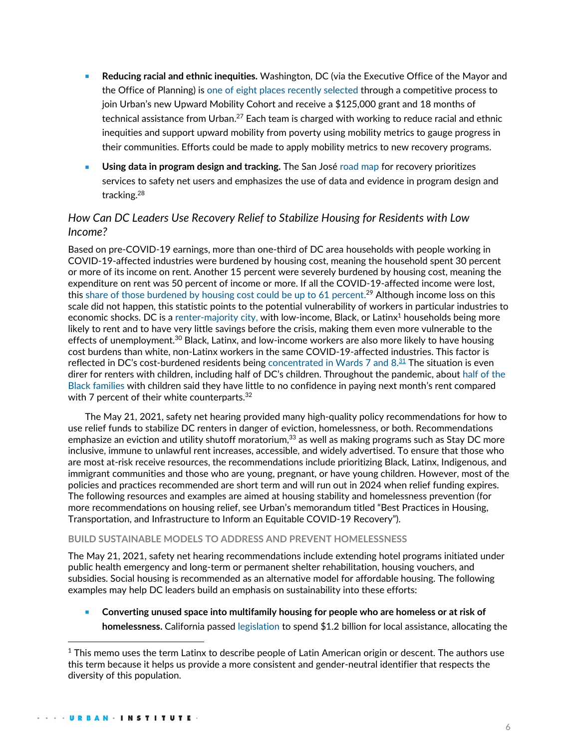- **Reducing racial and ethnic inequities.** Washington, DC (via the Executive Office of the Mayor and the Office of Planning) is one of eight places recently selected through a competitive process to join Urban's new Upward Mobility Cohort and receive a $125,000 grant and 18 months of technical assistance from Urban.[27] Each team is charged with working to reduce racial and ethnic inequities and support upward mobility from poverty using mobility metrics to gauge progress in their communities. Efforts could be made to apply mobility metrics to new recovery programs.
- **Using data in program design and tracking.** The San José road map for recovery prioritizes services to safety net users and emphasizes the use of data and evidence in program design and tracking.[28]

### *How Can DC Leaders Use Recovery Relief to Stabilize Housing for Residents with Low Income?*

Based on pre-COVID-19 earnings, more than one-third of DC area households with people working in COVID-19-affected industries were burdened by housing cost, meaning the household spent 30 percent or more of its income on rent. Another 15 percent were severely burdened by housing cost, meaning the expenditure on rent was 50 percent of income or more. If all the COVID-19-affected income were lost, this share of those burdened by housing cost could be up to 61 percent.[29] Although income loss on this scale did not happen, this statistic points to the potential vulnerability of workers in particular industries to economic shocks. DC is a renter-majority city, with low-income, Black, or Latinx[1] households being more likely to rent and to have very little savings before the crisis, making them even more vulnerable to the effects of unemployment.[30] Black, Latinx, and low-income workers are also more likely to have housing cost burdens than white, non-Latinx workers in the same COVID-19-affected industries. This factor is reflected in DC's cost-burdened residents being concentrated in Wards 7 and 8.[31] The situation is even direr for renters with children, including half of DC's children. Throughout the pandemic, about half of the Black families with children said they have little to no confidence in paying next month's rent compared with 7 percent of their white counterparts.[32]

The May 21, 2021, safety net hearing provided many high-quality policy recommendations for how to use relief funds to stabilize DC renters in danger of eviction, homelessness, or both. Recommendations emphasize an eviction and utility shutoff moratorium,[33] as well as making programs such as Stay DC more inclusive, immune to unlawful rent increases, accessible, and widely advertised. To ensure that those who are most at-risk receive resources, the recommendations include prioritizing Black, Latinx, Indigenous, and immigrant communities and those who are young, pregnant, or have young children. However, most of the policies and practices recommended are short term and will run out in 2024 when relief funding expires. The following resources and examples are aimed at housing stability and homelessness prevention (for more recommendations on housing relief, see Urban's memorandum titled "Best Practices in Housing, Transportation, and Infrastructure to Inform an Equitable COVID-19 Recovery").

#### BUILD SUSTAINABLE MODELS TO ADDRESS AND PREVENT HOMELESSNESS

The May 21, 2021, safety net hearing recommendations include extending hotel programs initiated under public health emergency and long-term or permanent shelter rehabilitation, housing vouchers, and subsidies. Social housing is recommended as an alternative model for affordable housing. The following examples may help DC leaders build an emphasis on sustainability into these efforts:

- **Converting unused space into multifamily housing for people who are homeless or at risk of homelessness.** California passed legislation to spend $1.2 billion for local assistance, allocating the

[1] This memo uses the term Latinx to describe people of Latin American origin or descent. The authors use this term because it helps us provide a more consistent and gender-neutral identifier that respects the diversity of this population.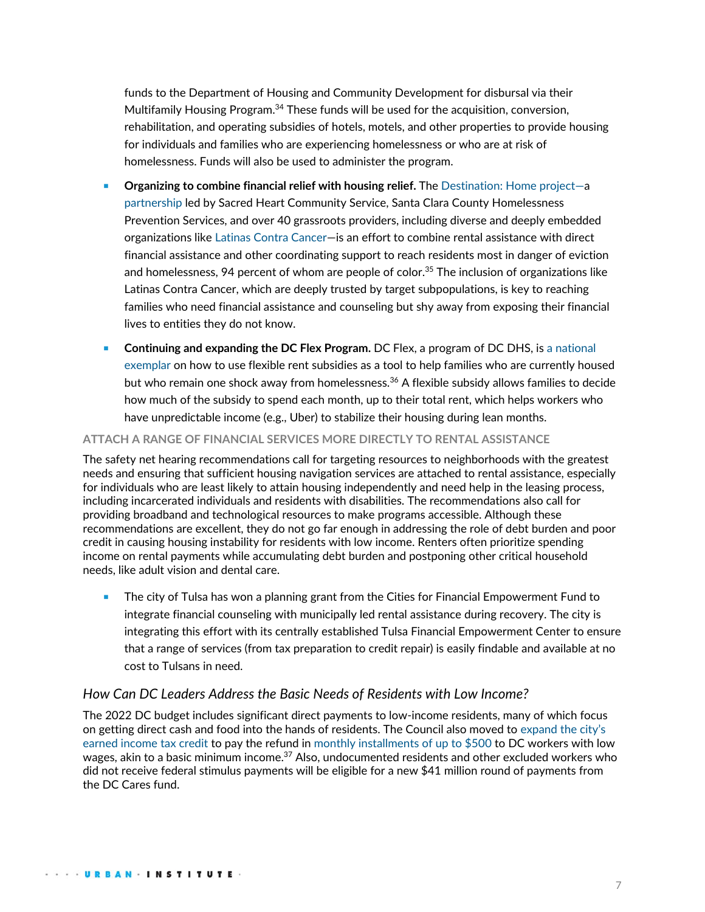funds to the Department of Housing and Community Development for disbursal via their Multifamily Housing Program.[34] These funds will be used for the acquisition, conversion, rehabilitation, and operating subsidies of hotels, motels, and other properties to provide housing for individuals and families who are experiencing homelessness or who are at risk of homelessness. Funds will also be used to administer the program.

- **Organizing to combine financial relief with housing relief.** The Destination: Home project—a partnership led by Sacred Heart Community Service, Santa Clara County Homelessness Prevention Services, and over 40 grassroots providers, including diverse and deeply embedded organizations like Latinas Contra Cancer—is an effort to combine rental assistance with direct financial assistance and other coordinating support to reach residents most in danger of eviction and homelessness, 94 percent of whom are people of color.[35] The inclusion of organizations like Latinas Contra Cancer, which are deeply trusted by target subpopulations, is key to reaching families who need financial assistance and counseling but shy away from exposing their financial lives to entities they do not know.
- **Continuing and expanding the DC Flex Program.** DC Flex, a program of DC DHS, is a national exemplar on how to use flexible rent subsidies as a tool to help families who are currently housed but who remain one shock away from homelessness.[36] A flexible subsidy allows families to decide how much of the subsidy to spend each month, up to their total rent, which helps workers who have unpredictable income (e.g., Uber) to stabilize their housing during lean months.

#### ATTACH A RANGE OF FINANCIAL SERVICES MORE DIRECTLY TO RENTAL ASSISTANCE

The safety net hearing recommendations call for targeting resources to neighborhoods with the greatest needs and ensuring that sufficient housing navigation services are attached to rental assistance, especially for individuals who are least likely to attain housing independently and need help in the leasing process, including incarcerated individuals and residents with disabilities. The recommendations also call for providing broadband and technological resources to make programs accessible. Although these recommendations are excellent, they do not go far enough in addressing the role of debt burden and poor credit in causing housing instability for residents with low income. Renters often prioritize spending income on rental payments while accumulating debt burden and postponing other critical household needs, like adult vision and dental care.

- The city of Tulsa has won a planning grant from the Cities for Financial Empowerment Fund to integrate financial counseling with municipally led rental assistance during recovery. The city is integrating this effort with its centrally established Tulsa Financial Empowerment Center to ensure that a range of services (from tax preparation to credit repair) is easily findable and available at no cost to Tulsans in need.

### *How Can DC Leaders Address the Basic Needs of Residents with Low Income?*

The 2022 DC budget includes significant direct payments to low-income residents, many of which focus on getting direct cash and food into the hands of residents. The Council also moved to expand the city's earned income tax credit to pay the refund in monthly installments of up to $500 to DC workers with low wages, akin to a basic minimum income.[37] Also, undocumented residents and other excluded workers who did not receive federal stimulus payments will be eligible for a new $41 million round of payments from the DC Cares fund.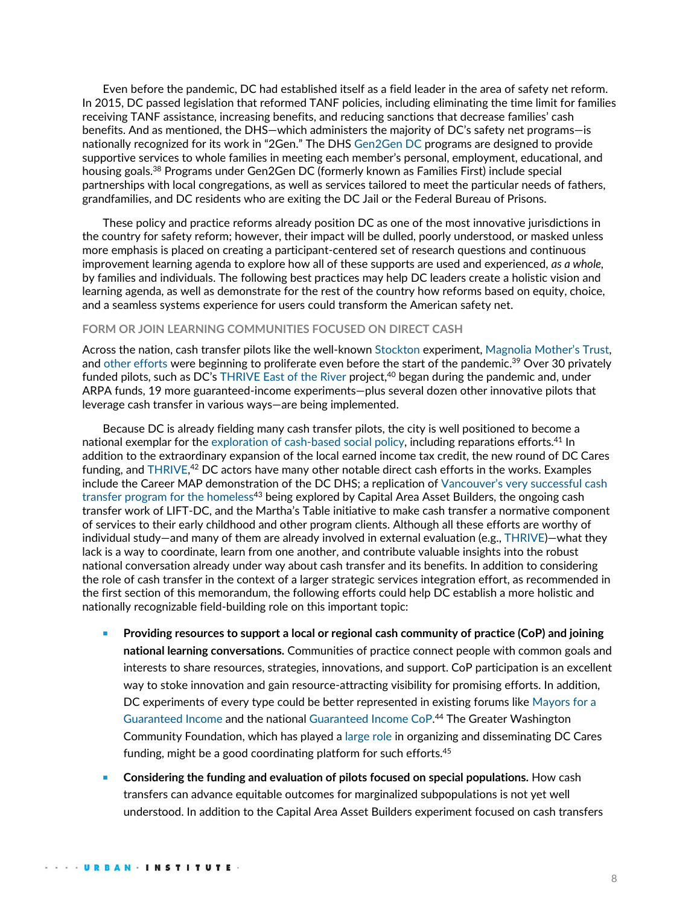Even before the pandemic, DC had established itself as a field leader in the area of safety net reform. In 2015, DC passed legislation that reformed TANF policies, including eliminating the time limit for families receiving TANF assistance, increasing benefits, and reducing sanctions that decrease families' cash benefits. And as mentioned, the DHS—which administers the majority of DC's safety net programs—is nationally recognized for its work in "2Gen." The DHS Gen2Gen DC programs are designed to provide supportive services to whole families in meeting each member's personal, employment, educational, and housing goals.[38] Programs under Gen2Gen DC (formerly known as Families First) include special partnerships with local congregations, as well as services tailored to meet the particular needs of fathers, grandfamilies, and DC residents who are exiting the DC Jail or the Federal Bureau of Prisons.

These policy and practice reforms already position DC as one of the most innovative jurisdictions in the country for safety reform; however, their impact will be dulled, poorly understood, or masked unless more emphasis is placed on creating a participant-centered set of research questions and continuous improvement learning agenda to explore how all of these supports are used and experienced, *as a whole*, by families and individuals. The following best practices may help DC leaders create a holistic vision and learning agenda, as well as demonstrate for the rest of the country how reforms based on equity, choice, and a seamless systems experience for users could transform the American safety net.

### FORM OR JOIN LEARNING COMMUNITIES FOCUSED ON DIRECT CASH

Across the nation, cash transfer pilots like the well-known Stockton experiment, Magnolia Mother's Trust, and other efforts were beginning to proliferate even before the start of the pandemic.[39] Over 30 privately funded pilots, such as DC's THRIVE East of the River project,[40] began during the pandemic and, under ARPA funds, 19 more guaranteed-income experiments—plus several dozen other innovative pilots that leverage cash transfer in various ways—are being implemented.

Because DC is already fielding many cash transfer pilots, the city is well positioned to become a national exemplar for the exploration of cash-based social policy, including reparations efforts.[41] In addition to the extraordinary expansion of the local earned income tax credit, the new round of DC Cares funding, and THRIVE,[42] DC actors have many other notable direct cash efforts in the works. Examples include the Career MAP demonstration of the DC DHS; a replication of Vancouver's very successful cash transfer program for the homeless[43] being explored by Capital Area Asset Builders, the ongoing cash transfer work of LIFT-DC, and the Martha's Table initiative to make cash transfer a normative component of services to their early childhood and other program clients. Although all these efforts are worthy of individual study—and many of them are already involved in external evaluation (e.g., THRIVE)—what they lack is a way to coordinate, learn from one another, and contribute valuable insights into the robust national conversation already under way about cash transfer and its benefits. In addition to considering the role of cash transfer in the context of a larger strategic services integration effort, as recommended in the first section of this memorandum, the following efforts could help DC establish a more holistic and nationally recognizable field-building role on this important topic:

- **Providing resources to support a local or regional cash community of practice (CoP) and joining national learning conversations.** Communities of practice connect people with common goals and interests to share resources, strategies, innovations, and support. CoP participation is an excellent way to stoke innovation and gain resource-attracting visibility for promising efforts. In addition, DC experiments of every type could be better represented in existing forums like Mayors for a Guaranteed Income and the national Guaranteed Income CoP.[44] The Greater Washington Community Foundation, which has played a large role in organizing and disseminating DC Cares funding, might be a good coordinating platform for such efforts.[45]
- **Considering the funding and evaluation of pilots focused on special populations.** How cash transfers can advance equitable outcomes for marginalized subpopulations is not yet well understood. In addition to the Capital Area Asset Builders experiment focused on cash transfers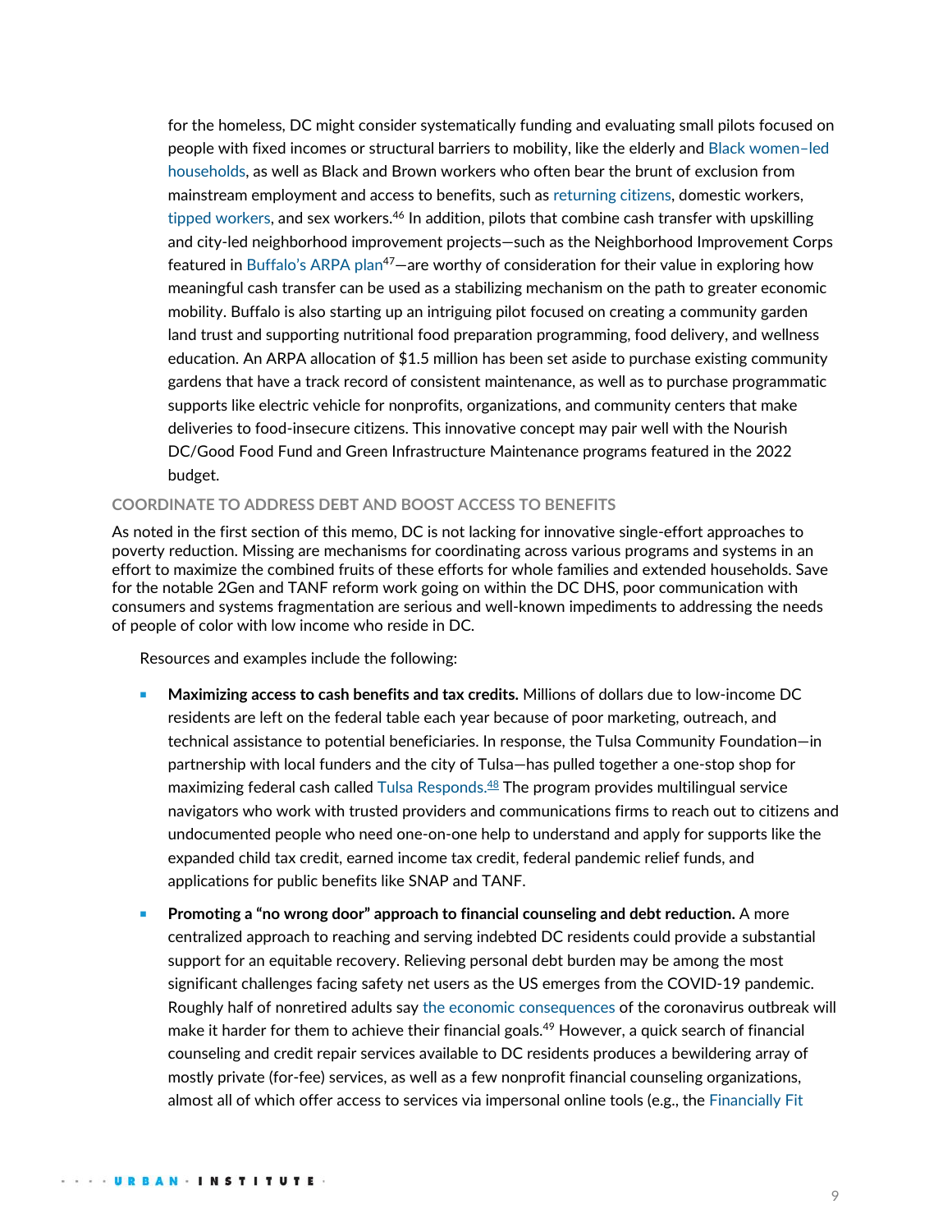for the homeless, DC might consider systematically funding and evaluating small pilots focused on people with fixed incomes or structural barriers to mobility, like the elderly and Black women–led households, as well as Black and Brown workers who often bear the brunt of exclusion from mainstream employment and access to benefits, such as returning citizens, domestic workers, tipped workers, and sex workers.[46] In addition, pilots that combine cash transfer with upskilling and city-led neighborhood improvement projects—such as the Neighborhood Improvement Corps featured in Buffalo's ARPA plan[47]—are worthy of consideration for their value in exploring how meaningful cash transfer can be used as a stabilizing mechanism on the path to greater economic mobility. Buffalo is also starting up an intriguing pilot focused on creating a community garden land trust and supporting nutritional food preparation programming, food delivery, and wellness education. An ARPA allocation of $1.5 million has been set aside to purchase existing community gardens that have a track record of consistent maintenance, as well as to purchase programmatic supports like electric vehicle for nonprofits, organizations, and community centers that make deliveries to food-insecure citizens. This innovative concept may pair well with the Nourish DC/Good Food Fund and Green Infrastructure Maintenance programs featured in the 2022 budget.

### COORDINATE TO ADDRESS DEBT AND BOOST ACCESS TO BENEFITS

As noted in the first section of this memo, DC is not lacking for innovative single-effort approaches to poverty reduction. Missing are mechanisms for coordinating across various programs and systems in an effort to maximize the combined fruits of these efforts for whole families and extended households. Save for the notable 2Gen and TANF reform work going on within the DC DHS, poor communication with consumers and systems fragmentation are serious and well-known impediments to addressing the needs of people of color with low income who reside in DC.

Resources and examples include the following:

- **Maximizing access to cash benefits and tax credits.** Millions of dollars due to low-income DC residents are left on the federal table each year because of poor marketing, outreach, and technical assistance to potential beneficiaries. In response, the Tulsa Community Foundation—in partnership with local funders and the city of Tulsa—has pulled together a one-stop shop for maximizing federal cash called Tulsa Responds.[48] The program provides multilingual service navigators who work with trusted providers and communications firms to reach out to citizens and undocumented people who need one-on-one help to understand and apply for supports like the expanded child tax credit, earned income tax credit, federal pandemic relief funds, and applications for public benefits like SNAP and TANF.
- **Promoting a "no wrong door" approach to financial counseling and debt reduction.** A more centralized approach to reaching and serving indebted DC residents could provide a substantial support for an equitable recovery. Relieving personal debt burden may be among the most significant challenges facing safety net users as the US emerges from the COVID-19 pandemic. Roughly half of nonretired adults say the economic consequences of the coronavirus outbreak will make it harder for them to achieve their financial goals.[49] However, a quick search of financial counseling and credit repair services available to DC residents produces a bewildering array of mostly private (for-fee) services, as well as a few nonprofit financial counseling organizations, almost all of which offer access to services via impersonal online tools (e.g., the Financially Fit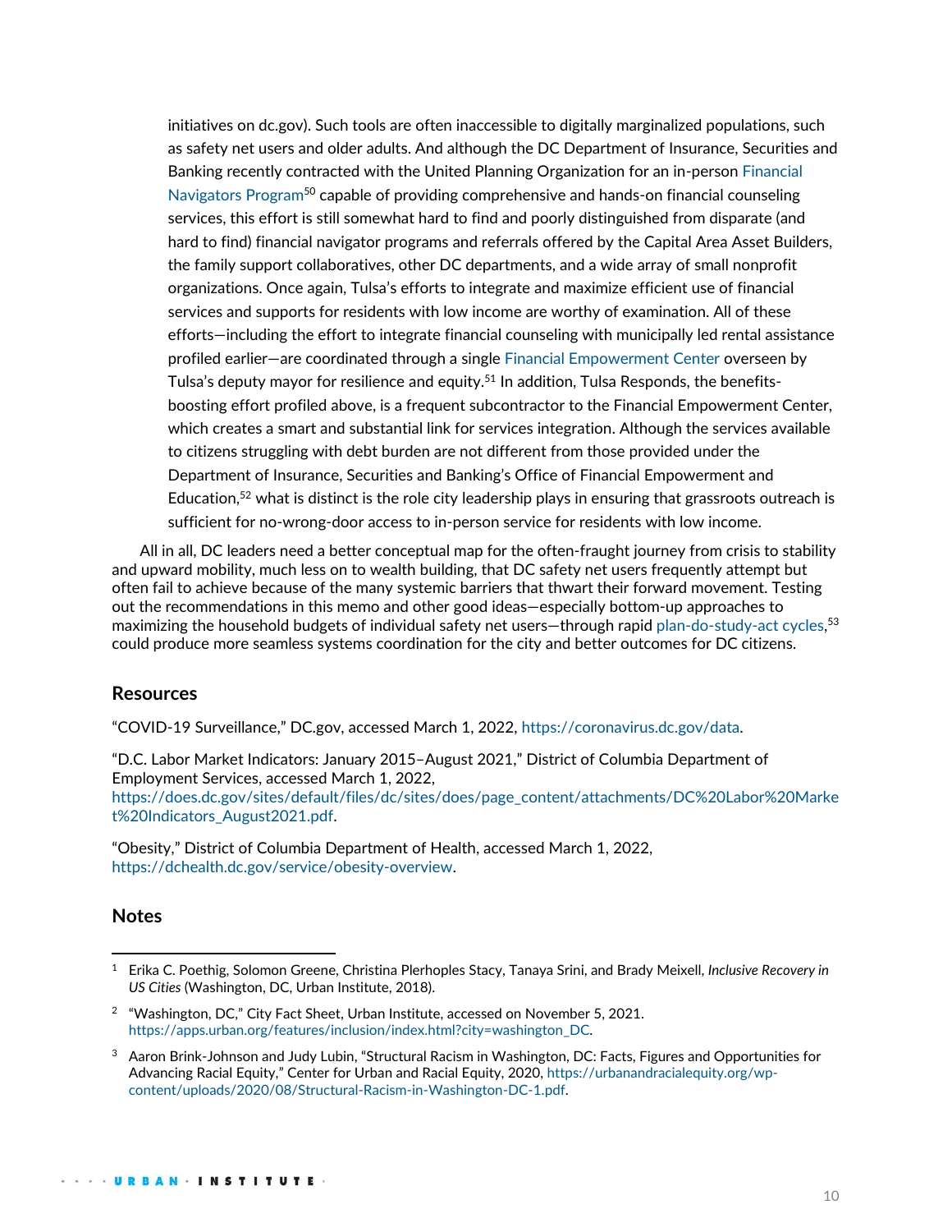initiatives on dc.gov). Such tools are often inaccessible to digitally marginalized populations, such as safety net users and older adults. And although the DC Department of Insurance, Securities and Banking recently contracted with the United Planning Organization for an in-person Financial Navigators Program[50] capable of providing comprehensive and hands-on financial counseling services, this effort is still somewhat hard to find and poorly distinguished from disparate (and hard to find) financial navigator programs and referrals offered by the Capital Area Asset Builders, the family support collaboratives, other DC departments, and a wide array of small nonprofit organizations. Once again, Tulsa's efforts to integrate and maximize efficient use of financial services and supports for residents with low income are worthy of examination. All of these efforts—including the effort to integrate financial counseling with municipally led rental assistance profiled earlier—are coordinated through a single Financial Empowerment Center overseen by Tulsa's deputy mayor for resilience and equity.[51] In addition, Tulsa Responds, the benefits-boosting effort profiled above, is a frequent subcontractor to the Financial Empowerment Center, which creates a smart and substantial link for services integration. Although the services available to citizens struggling with debt burden are not different from those provided under the Department of Insurance, Securities and Banking's Office of Financial Empowerment and Education,[52] what is distinct is the role city leadership plays in ensuring that grassroots outreach is sufficient for no-wrong-door access to in-person service for residents with low income.

All in all, DC leaders need a better conceptual map for the often-fraught journey from crisis to stability and upward mobility, much less on to wealth building, that DC safety net users frequently attempt but often fail to achieve because of the many systemic barriers that thwart their forward movement. Testing out the recommendations in this memo and other good ideas—especially bottom-up approaches to maximizing the household budgets of individual safety net users—through rapid plan-do-study-act cycles,[53] could produce more seamless systems coordination for the city and better outcomes for DC citizens.

## Resources

"COVID-19 Surveillance," DC.gov, accessed March 1, 2022, https://coronavirus.dc.gov/data.

"D.C. Labor Market Indicators: January 2015–August 2021," District of Columbia Department of Employment Services, accessed March 1, 2022, https://does.dc.gov/sites/default/files/dc/sites/does/page_content/attachments/DC%20Labor%20Market%20Indicators_August2021.pdf.

"Obesity," District of Columbia Department of Health, accessed March 1, 2022, https://dchealth.dc.gov/service/obesity-overview.

## Notes

1 Erika C. Poethig, Solomon Greene, Christina Plerhoples Stacy, Tanaya Srini, and Brady Meixell, *Inclusive Recovery in US Cities* (Washington, DC, Urban Institute, 2018).

2 "Washington, DC," City Fact Sheet, Urban Institute, accessed on November 5, 2021. https://apps.urban.org/features/inclusion/index.html?city=washington_DC.

3 Aaron Brink-Johnson and Judy Lubin, "Structural Racism in Washington, DC: Facts, Figures and Opportunities for Advancing Racial Equity," Center for Urban and Racial Equity, 2020, https://urbanandracialequity.org/wp-content/uploads/2020/08/Structural-Racism-in-Washington-DC-1.pdf.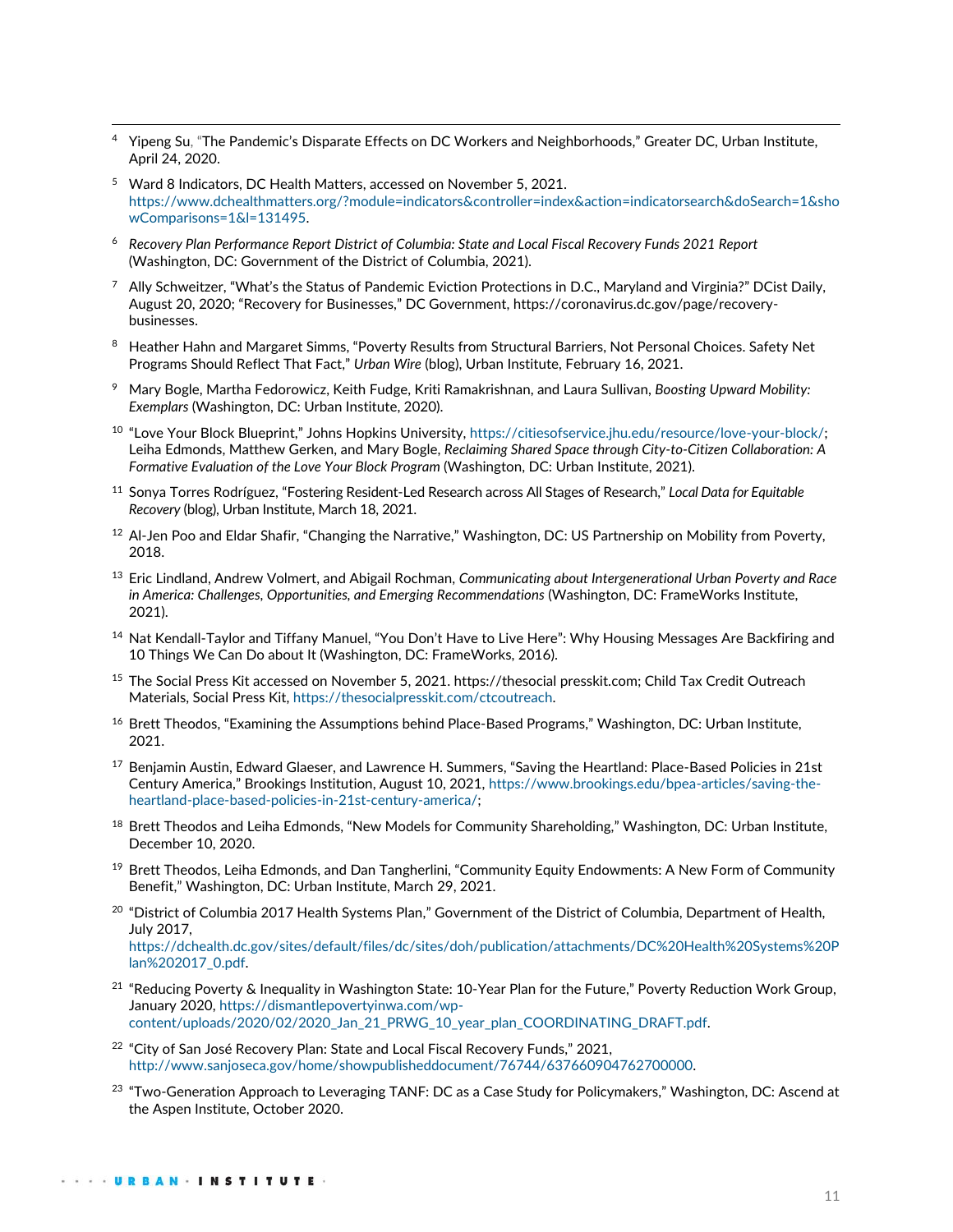[4] Yipeng Su, "The Pandemic's Disparate Effects on DC Workers and Neighborhoods," Greater DC, Urban Institute, April 24, 2020.

[5] Ward 8 Indicators, DC Health Matters, accessed on November 5, 2021. https://www.dchealthmatters.org/?module=indicators&controller=index&action=indicatorsearch&doSearch=1&showComparisons=1&l=131495.

[6] *Recovery Plan Performance Report District of Columbia: State and Local Fiscal Recovery Funds 2021 Report* (Washington, DC: Government of the District of Columbia, 2021).

[7] Ally Schweitzer, "What's the Status of Pandemic Eviction Protections in D.C., Maryland and Virginia?" DCist Daily, August 20, 2020; "Recovery for Businesses," DC Government, https://coronavirus.dc.gov/page/recovery-businesses.

[8] Heather Hahn and Margaret Simms, "Poverty Results from Structural Barriers, Not Personal Choices. Safety Net Programs Should Reflect That Fact," *Urban Wire* (blog), Urban Institute, February 16, 2021.

[9] Mary Bogle, Martha Fedorowicz, Keith Fudge, Kriti Ramakrishnan, and Laura Sullivan, *Boosting Upward Mobility: Exemplars* (Washington, DC: Urban Institute, 2020).

[10] "Love Your Block Blueprint," Johns Hopkins University, https://citiesofservice.jhu.edu/resource/love-your-block/; Leiha Edmonds, Matthew Gerken, and Mary Bogle, *Reclaiming Shared Space through City-to-Citizen Collaboration: A Formative Evaluation of the Love Your Block Program* (Washington, DC: Urban Institute, 2021).

[11] Sonya Torres Rodríguez, "Fostering Resident-Led Research across All Stages of Research," *Local Data for Equitable Recovery* (blog), Urban Institute, March 18, 2021.

[12] Al-Jen Poo and Eldar Shafir, "Changing the Narrative," Washington, DC: US Partnership on Mobility from Poverty, 2018.

[13] Eric Lindland, Andrew Volmert, and Abigail Rochman, *Communicating about Intergenerational Urban Poverty and Race in America: Challenges, Opportunities, and Emerging Recommendations* (Washington, DC: FrameWorks Institute, 2021).

[14] Nat Kendall-Taylor and Tiffany Manuel, "You Don't Have to Live Here": Why Housing Messages Are Backfiring and 10 Things We Can Do about It (Washington, DC: FrameWorks, 2016).

[15] The Social Press Kit accessed on November 5, 2021. https://thesocial presskit.com; Child Tax Credit Outreach Materials, Social Press Kit, https://thesocialpresskit.com/ctcoutreach.

[16] Brett Theodos, "Examining the Assumptions behind Place-Based Programs," Washington, DC: Urban Institute, 2021.

[17] Benjamin Austin, Edward Glaeser, and Lawrence H. Summers, "Saving the Heartland: Place-Based Policies in 21st Century America," Brookings Institution, August 10, 2021, https://www.brookings.edu/bpea-articles/saving-the-heartland-place-based-policies-in-21st-century-america/;

[18] Brett Theodos and Leiha Edmonds, "New Models for Community Shareholding," Washington, DC: Urban Institute, December 10, 2020.

[19] Brett Theodos, Leiha Edmonds, and Dan Tangherlini, "Community Equity Endowments: A New Form of Community Benefit," Washington, DC: Urban Institute, March 29, 2021.

[20] "District of Columbia 2017 Health Systems Plan," Government of the District of Columbia, Department of Health, July 2017, https://dchealth.dc.gov/sites/default/files/dc/sites/doh/publication/attachments/DC%20Health%20Systems%20Plan%202017_0.pdf.

[21] "Reducing Poverty & Inequality in Washington State: 10-Year Plan for the Future," Poverty Reduction Work Group, January 2020, https://dismantlepovertyinwa.com/wp-content/uploads/2020/02/2020_Jan_21_PRWG_10_year_plan_COORDINATING_DRAFT.pdf.

[22] "City of San José Recovery Plan: State and Local Fiscal Recovery Funds," 2021, http://www.sanjoseca.gov/home/showpublisheddocument/76744/637660904762700000.

[23] "Two-Generation Approach to Leveraging TANF: DC as a Case Study for Policymakers," Washington, DC: Ascend at the Aspen Institute, October 2020.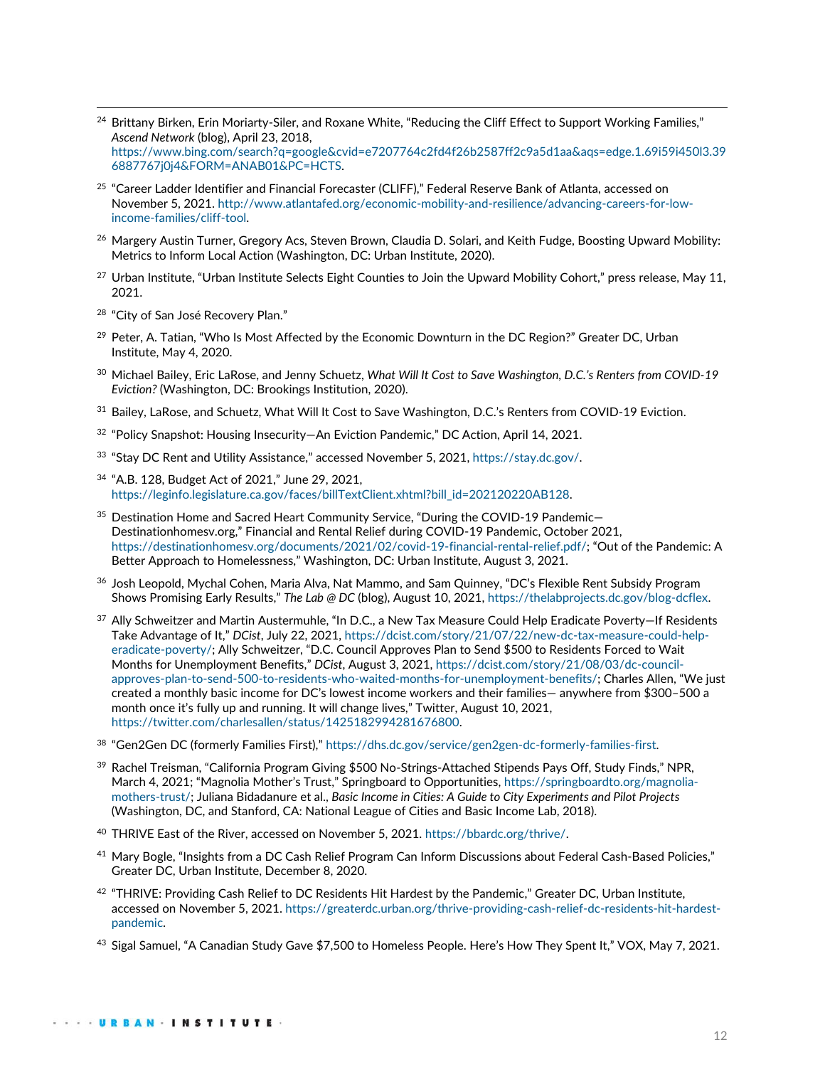[24] Brittany Birken, Erin Moriarty-Siler, and Roxane White, "Reducing the Cliff Effect to Support Working Families," *Ascend Network* (blog), April 23, 2018, https://www.bing.com/search?q=google&cvid=e7207764c2fd4f26b2587ff2c9a5d1aa&aqs=edge.1.69i59i450l3.396887767j0j4&FORM=ANAB01&PC=HCTS.

[25] "Career Ladder Identifier and Financial Forecaster (CLIFF)," Federal Reserve Bank of Atlanta, accessed on November 5, 2021. http://www.atlantafed.org/economic-mobility-and-resilience/advancing-careers-for-low-income-families/cliff-tool.

[26] Margery Austin Turner, Gregory Acs, Steven Brown, Claudia D. Solari, and Keith Fudge, Boosting Upward Mobility: Metrics to Inform Local Action (Washington, DC: Urban Institute, 2020).

[27] Urban Institute, "Urban Institute Selects Eight Counties to Join the Upward Mobility Cohort," press release, May 11, 2021.

[28] "City of San José Recovery Plan."

[29] Peter, A. Tatian, "Who Is Most Affected by the Economic Downturn in the DC Region?" Greater DC, Urban Institute, May 4, 2020.

[30] Michael Bailey, Eric LaRose, and Jenny Schuetz, *What Will It Cost to Save Washington, D.C.'s Renters from COVID-19 Eviction?* (Washington, DC: Brookings Institution, 2020).

[31] Bailey, LaRose, and Schuetz, What Will It Cost to Save Washington, D.C.'s Renters from COVID-19 Eviction.

[32] "Policy Snapshot: Housing Insecurity—An Eviction Pandemic," DC Action, April 14, 2021.

[33] "Stay DC Rent and Utility Assistance," accessed November 5, 2021, https://stay.dc.gov/.

[34] "A.B. 128, Budget Act of 2021," June 29, 2021, https://leginfo.legislature.ca.gov/faces/billTextClient.xhtml?bill_id=202120220AB128.

[35] Destination Home and Sacred Heart Community Service, "During the COVID-19 Pandemic—Destinationhomesv.org," Financial and Rental Relief during COVID-19 Pandemic, October 2021, https://destinationhomesv.org/documents/2021/02/covid-19-financial-rental-relief.pdf/; "Out of the Pandemic: A Better Approach to Homelessness," Washington, DC: Urban Institute, August 3, 2021.

[36] Josh Leopold, Mychal Cohen, Maria Alva, Nat Mammo, and Sam Quinney, "DC's Flexible Rent Subsidy Program Shows Promising Early Results," *The Lab @ DC* (blog), August 10, 2021, https://thelabprojects.dc.gov/blog-dcflex.

[37] Ally Schweitzer and Martin Austermuhle, "In D.C., a New Tax Measure Could Help Eradicate Poverty—If Residents Take Advantage of It," *DCist*, July 22, 2021, https://dcist.com/story/21/07/22/new-dc-tax-measure-could-help-eradicate-poverty/; Ally Schweitzer, "D.C. Council Approves Plan to Send $500 to Residents Forced to Wait Months for Unemployment Benefits," *DCist*, August 3, 2021, https://dcist.com/story/21/08/03/dc-council-approves-plan-to-send-500-to-residents-who-waited-months-for-unemployment-benefits/; Charles Allen, "We just created a monthly basic income for DC's lowest income workers and their families— anywhere from $300–500 a month once it's fully up and running. It will change lives," Twitter, August 10, 2021, https://twitter.com/charlesallen/status/1425182994281676800.

[38] "Gen2Gen DC (formerly Families First)," https://dhs.dc.gov/service/gen2gen-dc-formerly-families-first.

[39] Rachel Treisman, "California Program Giving $500 No-Strings-Attached Stipends Pays Off, Study Finds," NPR, March 4, 2021; "Magnolia Mother's Trust," Springboard to Opportunities, https://springboardto.org/magnolia-mothers-trust/; Juliana Bidadanure et al., *Basic Income in Cities: A Guide to City Experiments and Pilot Projects* (Washington, DC, and Stanford, CA: National League of Cities and Basic Income Lab, 2018).

[40] THRIVE East of the River, accessed on November 5, 2021. https://bbardc.org/thrive/.

[41] Mary Bogle, "Insights from a DC Cash Relief Program Can Inform Discussions about Federal Cash-Based Policies," Greater DC, Urban Institute, December 8, 2020.

[42] "THRIVE: Providing Cash Relief to DC Residents Hit Hardest by the Pandemic," Greater DC, Urban Institute, accessed on November 5, 2021. https://greaterdc.urban.org/thrive-providing-cash-relief-dc-residents-hit-hardest-pandemic.

[43] Sigal Samuel, "A Canadian Study Gave $7,500 to Homeless People. Here's How They Spent It," VOX, May 7, 2021.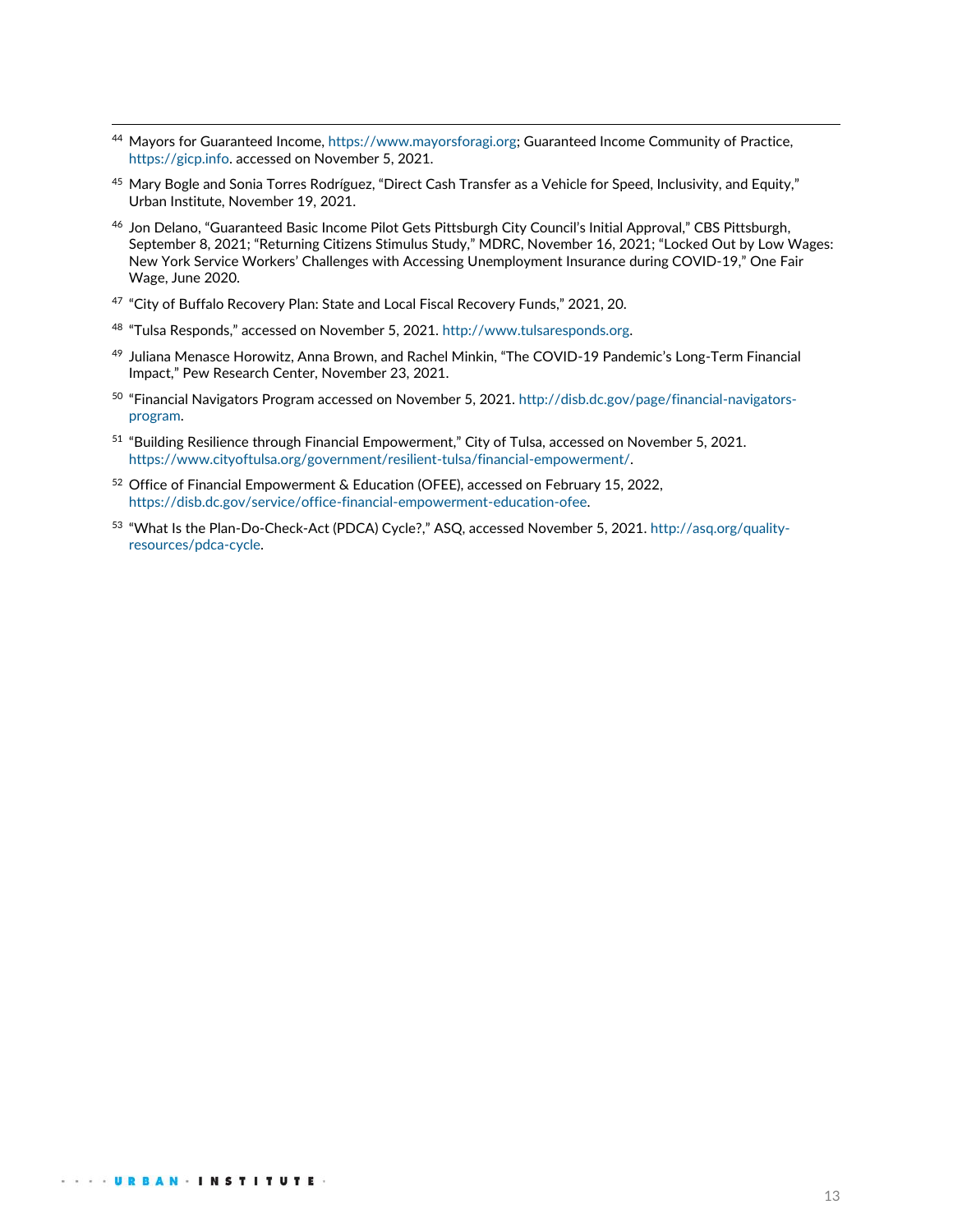[44] Mayors for Guaranteed Income, https://www.mayorsforagi.org; Guaranteed Income Community of Practice, https://gicp.info. accessed on November 5, 2021.

[45] Mary Bogle and Sonia Torres Rodríguez, "Direct Cash Transfer as a Vehicle for Speed, Inclusivity, and Equity," Urban Institute, November 19, 2021.

[46] Jon Delano, "Guaranteed Basic Income Pilot Gets Pittsburgh City Council's Initial Approval," CBS Pittsburgh, September 8, 2021; "Returning Citizens Stimulus Study," MDRC, November 16, 2021; "Locked Out by Low Wages: New York Service Workers' Challenges with Accessing Unemployment Insurance during COVID-19," One Fair Wage, June 2020.

[47] "City of Buffalo Recovery Plan: State and Local Fiscal Recovery Funds," 2021, 20.

[48] "Tulsa Responds," accessed on November 5, 2021. http://www.tulsaresponds.org.

[49] Juliana Menasce Horowitz, Anna Brown, and Rachel Minkin, "The COVID-19 Pandemic's Long-Term Financial Impact," Pew Research Center, November 23, 2021.

[50] "Financial Navigators Program accessed on November 5, 2021. http://disb.dc.gov/page/financial-navigators-program.

[51] "Building Resilience through Financial Empowerment," City of Tulsa, accessed on November 5, 2021. https://www.cityoftulsa.org/government/resilient-tulsa/financial-empowerment/.

[52] Office of Financial Empowerment & Education (OFEE), accessed on February 15, 2022, https://disb.dc.gov/service/office-financial-empowerment-education-ofee.

[53] "What Is the Plan-Do-Check-Act (PDCA) Cycle?," ASQ, accessed November 5, 2021. http://asq.org/quality-resources/pdca-cycle.